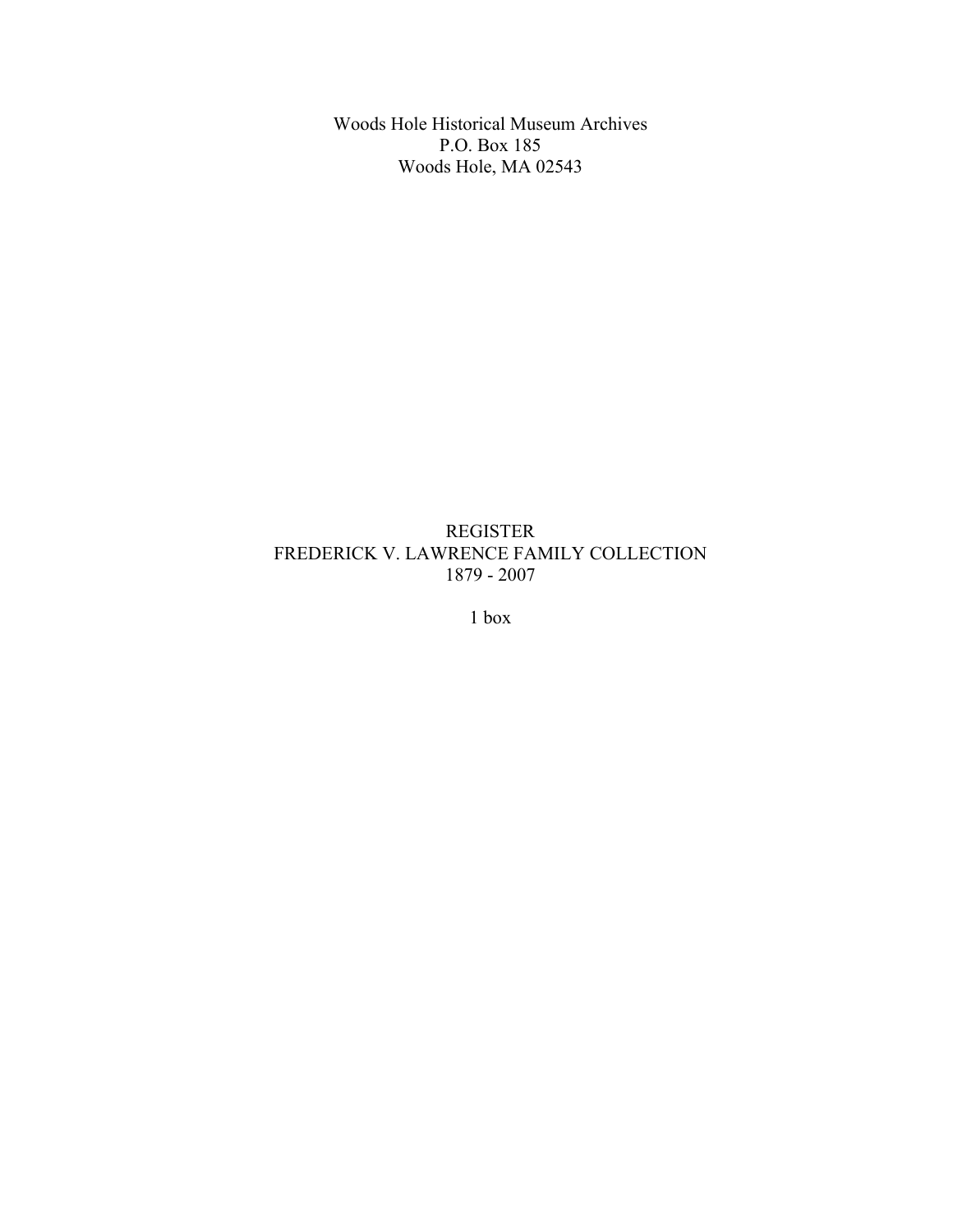Woods Hole Historical Museum Archives
P.O. Box 185
Woods Hole, MA 02543

# REGISTER
# FREDERICK V. LAWRENCE FAMILY COLLECTION
# 1879 - 2007

1 box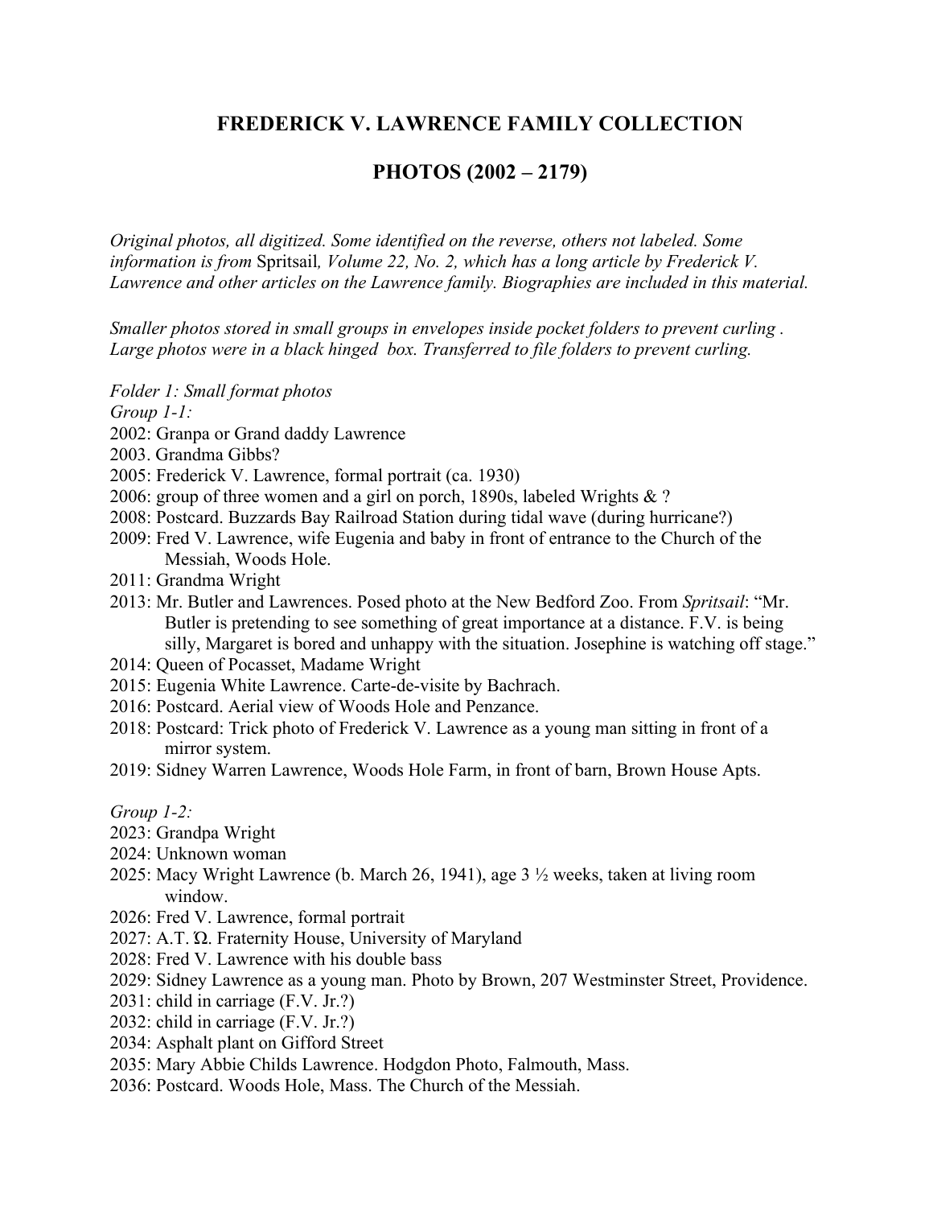# FREDERICK V. LAWRENCE FAMILY COLLECTION

## PHOTOS (2002 – 2179)

*Original photos, all digitized. Some identified on the reverse, others not labeled. Some information is from* Spritsail*, Volume 22, No. 2, which has a long article by Frederick V. Lawrence and other articles on the Lawrence family. Biographies are included in this material.*

*Smaller photos stored in small groups in envelopes inside pocket folders to prevent curling . Large photos were in a black hinged box. Transferred to file folders to prevent curling.*

*Folder 1: Small format photos*
*Group 1-1:*

2002: Granpa or Grand daddy Lawrence
2003. Grandma Gibbs?
2005: Frederick V. Lawrence, formal portrait (ca. 1930)
2006: group of three women and a girl on porch, 1890s, labeled Wrights & ?
2008: Postcard. Buzzards Bay Railroad Station during tidal wave (during hurricane?)
2009: Fred V. Lawrence, wife Eugenia and baby in front of entrance to the Church of the Messiah, Woods Hole.
2011: Grandma Wright
2013: Mr. Butler and Lawrences. Posed photo at the New Bedford Zoo. From *Spritsail*: "Mr. Butler is pretending to see something of great importance at a distance. F.V. is being silly, Margaret is bored and unhappy with the situation. Josephine is watching off stage."
2014: Queen of Pocasset, Madame Wright
2015: Eugenia White Lawrence. Carte-de-visite by Bachrach.
2016: Postcard. Aerial view of Woods Hole and Penzance.
2018: Postcard: Trick photo of Frederick V. Lawrence as a young man sitting in front of a mirror system.
2019: Sidney Warren Lawrence, Woods Hole Farm, in front of barn, Brown House Apts.

*Group 1-2:*

2023: Grandpa Wright
2024: Unknown woman
2025: Macy Wright Lawrence (b. March 26, 1941), age 3 ½ weeks, taken at living room window.
2026: Fred V. Lawrence, formal portrait
2027: A.T. Ώ. Fraternity House, University of Maryland
2028: Fred V. Lawrence with his double bass
2029: Sidney Lawrence as a young man. Photo by Brown, 207 Westminster Street, Providence.
2031: child in carriage (F.V. Jr.?)
2032: child in carriage (F.V. Jr.?)
2034: Asphalt plant on Gifford Street
2035: Mary Abbie Childs Lawrence. Hodgdon Photo, Falmouth, Mass.
2036: Postcard. Woods Hole, Mass. The Church of the Messiah.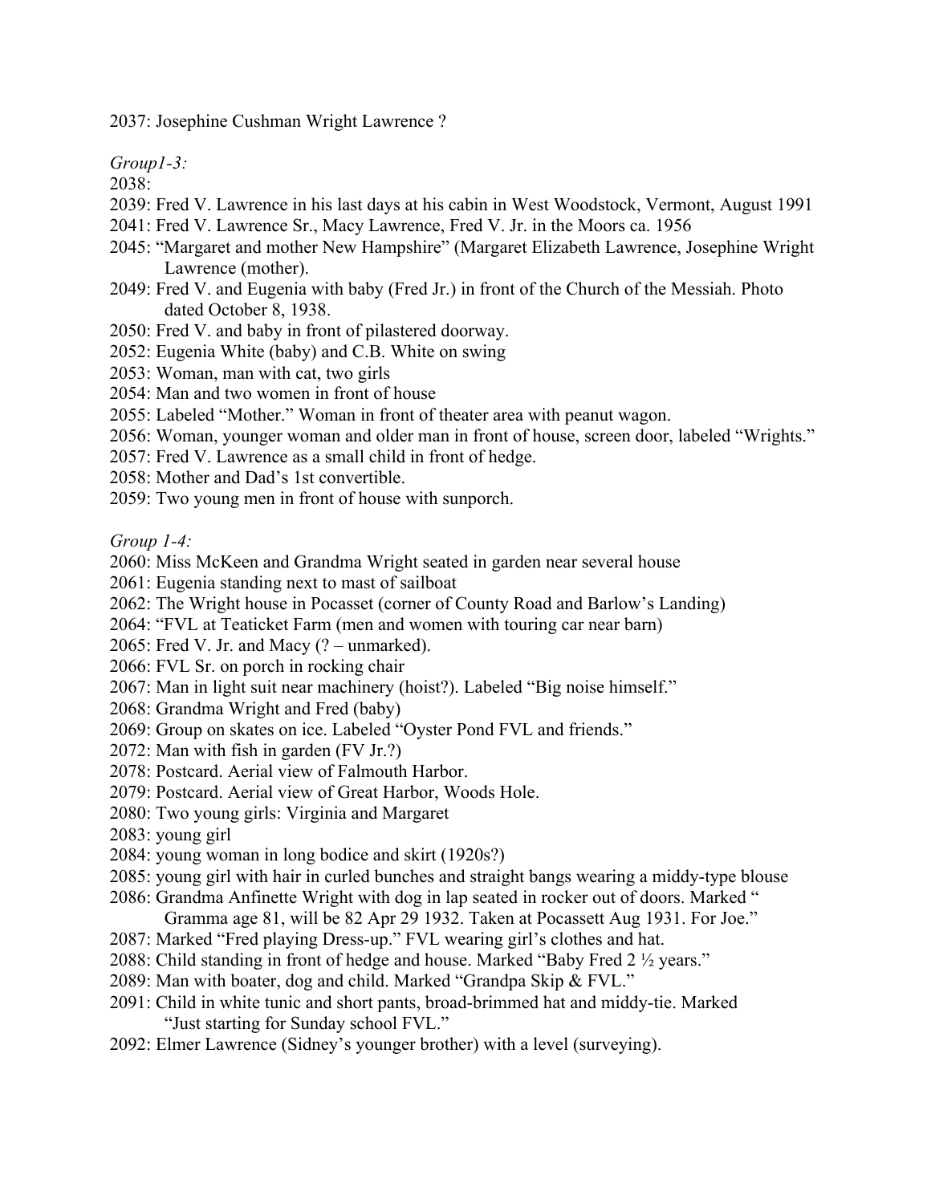2037: Josephine Cushman Wright Lawrence ?

*Group1-3:*

2038:

2039: Fred V. Lawrence in his last days at his cabin in West Woodstock, Vermont, August 1991

2041: Fred V. Lawrence Sr., Macy Lawrence, Fred V. Jr. in the Moors ca. 1956

2045: "Margaret and mother New Hampshire" (Margaret Elizabeth Lawrence, Josephine Wright Lawrence (mother).

2049: Fred V. and Eugenia with baby (Fred Jr.) in front of the Church of the Messiah. Photo dated October 8, 1938.

2050: Fred V. and baby in front of pilastered doorway.

2052: Eugenia White (baby) and C.B. White on swing

2053: Woman, man with cat, two girls

2054: Man and two women in front of house

2055: Labeled "Mother." Woman in front of theater area with peanut wagon.

2056: Woman, younger woman and older man in front of house, screen door, labeled "Wrights."

2057: Fred V. Lawrence as a small child in front of hedge.

2058: Mother and Dad's 1st convertible.

2059: Two young men in front of house with sunporch.

*Group 1-4:*

2060: Miss McKeen and Grandma Wright seated in garden near several house

2061: Eugenia standing next to mast of sailboat

2062: The Wright house in Pocasset (corner of County Road and Barlow's Landing)

2064: "FVL at Teaticket Farm (men and women with touring car near barn)

2065: Fred V. Jr. and Macy (? – unmarked).

2066: FVL Sr. on porch in rocking chair

2067: Man in light suit near machinery (hoist?). Labeled "Big noise himself."

2068: Grandma Wright and Fred (baby)

2069: Group on skates on ice. Labeled "Oyster Pond FVL and friends."

2072: Man with fish in garden (FV Jr.?)

2078: Postcard. Aerial view of Falmouth Harbor.

2079: Postcard. Aerial view of Great Harbor, Woods Hole.

2080: Two young girls: Virginia and Margaret

2083: young girl

2084: young woman in long bodice and skirt (1920s?)

2085: young girl with hair in curled bunches and straight bangs wearing a middy-type blouse

2086: Grandma Anfinette Wright with dog in lap seated in rocker out of doors. Marked " Gramma age 81, will be 82 Apr 29 1932. Taken at Pocassett Aug 1931. For Joe."

2087: Marked "Fred playing Dress-up." FVL wearing girl's clothes and hat.

2088: Child standing in front of hedge and house. Marked "Baby Fred 2 ½ years."

2089: Man with boater, dog and child. Marked "Grandpa Skip & FVL."

2091: Child in white tunic and short pants, broad-brimmed hat and middy-tie. Marked "Just starting for Sunday school FVL."

2092: Elmer Lawrence (Sidney's younger brother) with a level (surveying).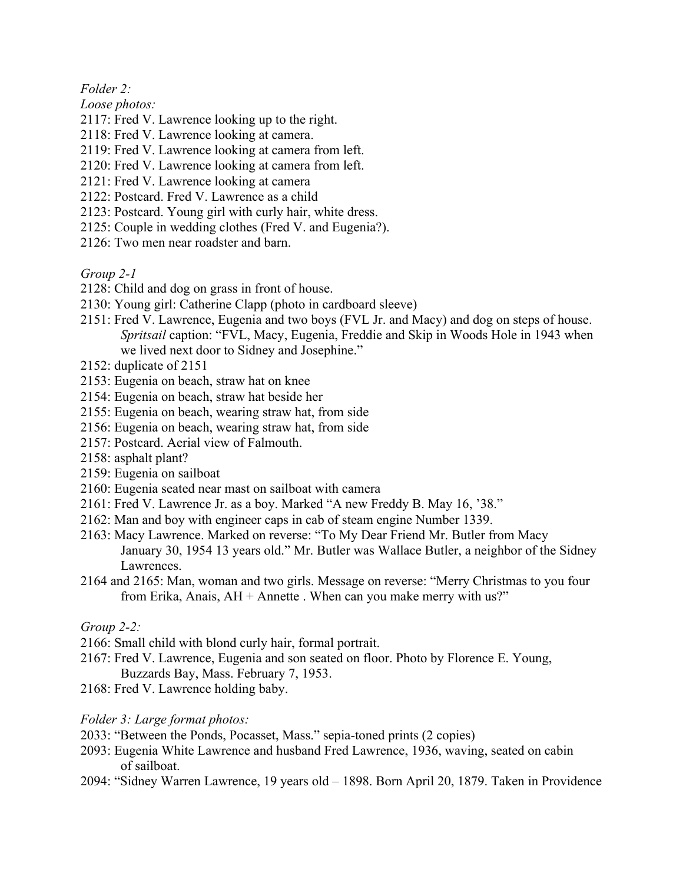*Folder 2:*

*Loose photos:*

2117: Fred V. Lawrence looking up to the right.
2118: Fred V. Lawrence looking at camera.
2119: Fred V. Lawrence looking at camera from left.
2120: Fred V. Lawrence looking at camera from left.
2121: Fred V. Lawrence looking at camera
2122: Postcard. Fred V. Lawrence as a child
2123: Postcard. Young girl with curly hair, white dress.
2125: Couple in wedding clothes (Fred V. and Eugenia?).
2126: Two men near roadster and barn.

*Group 2-1*

2128: Child and dog on grass in front of house.
2130: Young girl: Catherine Clapp (photo in cardboard sleeve)
2151: Fred V. Lawrence, Eugenia and two boys (FVL Jr. and Macy) and dog on steps of house. *Spritsail* caption: "FVL, Macy, Eugenia, Freddie and Skip in Woods Hole in 1943 when we lived next door to Sidney and Josephine."
2152: duplicate of 2151
2153: Eugenia on beach, straw hat on knee
2154: Eugenia on beach, straw hat beside her
2155: Eugenia on beach, wearing straw hat, from side
2156: Eugenia on beach, wearing straw hat, from side
2157: Postcard. Aerial view of Falmouth.
2158: asphalt plant?
2159: Eugenia on sailboat
2160: Eugenia seated near mast on sailboat with camera
2161: Fred V. Lawrence Jr. as a boy. Marked "A new Freddy B. May 16, '38."
2162: Man and boy with engineer caps in cab of steam engine Number 1339.
2163: Macy Lawrence. Marked on reverse: "To My Dear Friend Mr. Butler from Macy January 30, 1954 13 years old." Mr. Butler was Wallace Butler, a neighbor of the Sidney Lawrences.
2164 and 2165: Man, woman and two girls. Message on reverse: "Merry Christmas to you four from Erika, Anais, AH + Annette . When can you make merry with us?"

*Group 2-2:*

2166: Small child with blond curly hair, formal portrait.
2167: Fred V. Lawrence, Eugenia and son seated on floor. Photo by Florence E. Young, Buzzards Bay, Mass. February 7, 1953.
2168: Fred V. Lawrence holding baby.

*Folder 3: Large format photos:*

2033: "Between the Ponds, Pocasset, Mass." sepia-toned prints (2 copies)
2093: Eugenia White Lawrence and husband Fred Lawrence, 1936, waving, seated on cabin of sailboat.
2094: "Sidney Warren Lawrence, 19 years old – 1898. Born April 20, 1879. Taken in Providence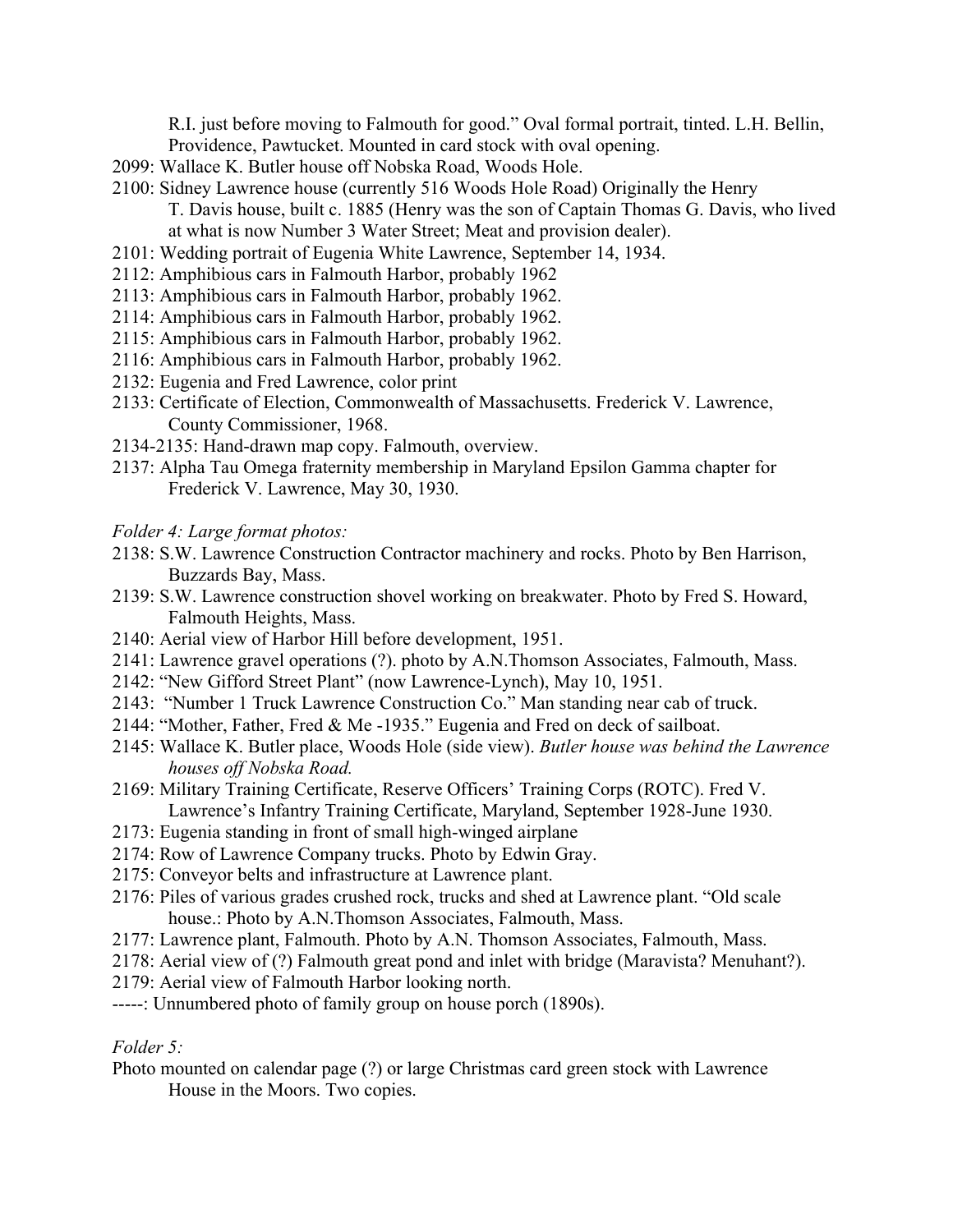R.I. just before moving to Falmouth for good." Oval formal portrait, tinted. L.H. Bellin, Providence, Pawtucket. Mounted in card stock with oval opening.

2099: Wallace K. Butler house off Nobska Road, Woods Hole.

2100: Sidney Lawrence house (currently 516 Woods Hole Road) Originally the Henry T. Davis house, built c. 1885 (Henry was the son of Captain Thomas G. Davis, who lived at what is now Number 3 Water Street; Meat and provision dealer).

2101: Wedding portrait of Eugenia White Lawrence, September 14, 1934.

2112: Amphibious cars in Falmouth Harbor, probably 1962

2113: Amphibious cars in Falmouth Harbor, probably 1962.

2114: Amphibious cars in Falmouth Harbor, probably 1962.

2115: Amphibious cars in Falmouth Harbor, probably 1962.

2116: Amphibious cars in Falmouth Harbor, probably 1962.

2132: Eugenia and Fred Lawrence, color print

2133: Certificate of Election, Commonwealth of Massachusetts. Frederick V. Lawrence, County Commissioner, 1968.

2134-2135: Hand-drawn map copy. Falmouth, overview.

2137: Alpha Tau Omega fraternity membership in Maryland Epsilon Gamma chapter for Frederick V. Lawrence, May 30, 1930.

*Folder 4: Large format photos:*

2138: S.W. Lawrence Construction Contractor machinery and rocks. Photo by Ben Harrison, Buzzards Bay, Mass.

2139: S.W. Lawrence construction shovel working on breakwater. Photo by Fred S. Howard, Falmouth Heights, Mass.

2140: Aerial view of Harbor Hill before development, 1951.

2141: Lawrence gravel operations (?). photo by A.N.Thomson Associates, Falmouth, Mass.

2142: "New Gifford Street Plant" (now Lawrence-Lynch), May 10, 1951.

2143: "Number 1 Truck Lawrence Construction Co." Man standing near cab of truck.

2144: "Mother, Father, Fred & Me -1935." Eugenia and Fred on deck of sailboat.

2145: Wallace K. Butler place, Woods Hole (side view). *Butler house was behind the Lawrence houses off Nobska Road.*

2169: Military Training Certificate, Reserve Officers' Training Corps (ROTC). Fred V. Lawrence's Infantry Training Certificate, Maryland, September 1928-June 1930.

2173: Eugenia standing in front of small high-winged airplane

2174: Row of Lawrence Company trucks. Photo by Edwin Gray.

2175: Conveyor belts and infrastructure at Lawrence plant.

2176: Piles of various grades crushed rock, trucks and shed at Lawrence plant. "Old scale house.: Photo by A.N.Thomson Associates, Falmouth, Mass.

2177: Lawrence plant, Falmouth. Photo by A.N. Thomson Associates, Falmouth, Mass.

2178: Aerial view of (?) Falmouth great pond and inlet with bridge (Maravista? Menuhant?).

2179: Aerial view of Falmouth Harbor looking north.

-----: Unnumbered photo of family group on house porch (1890s).

*Folder 5:*

Photo mounted on calendar page (?) or large Christmas card green stock with Lawrence House in the Moors. Two copies.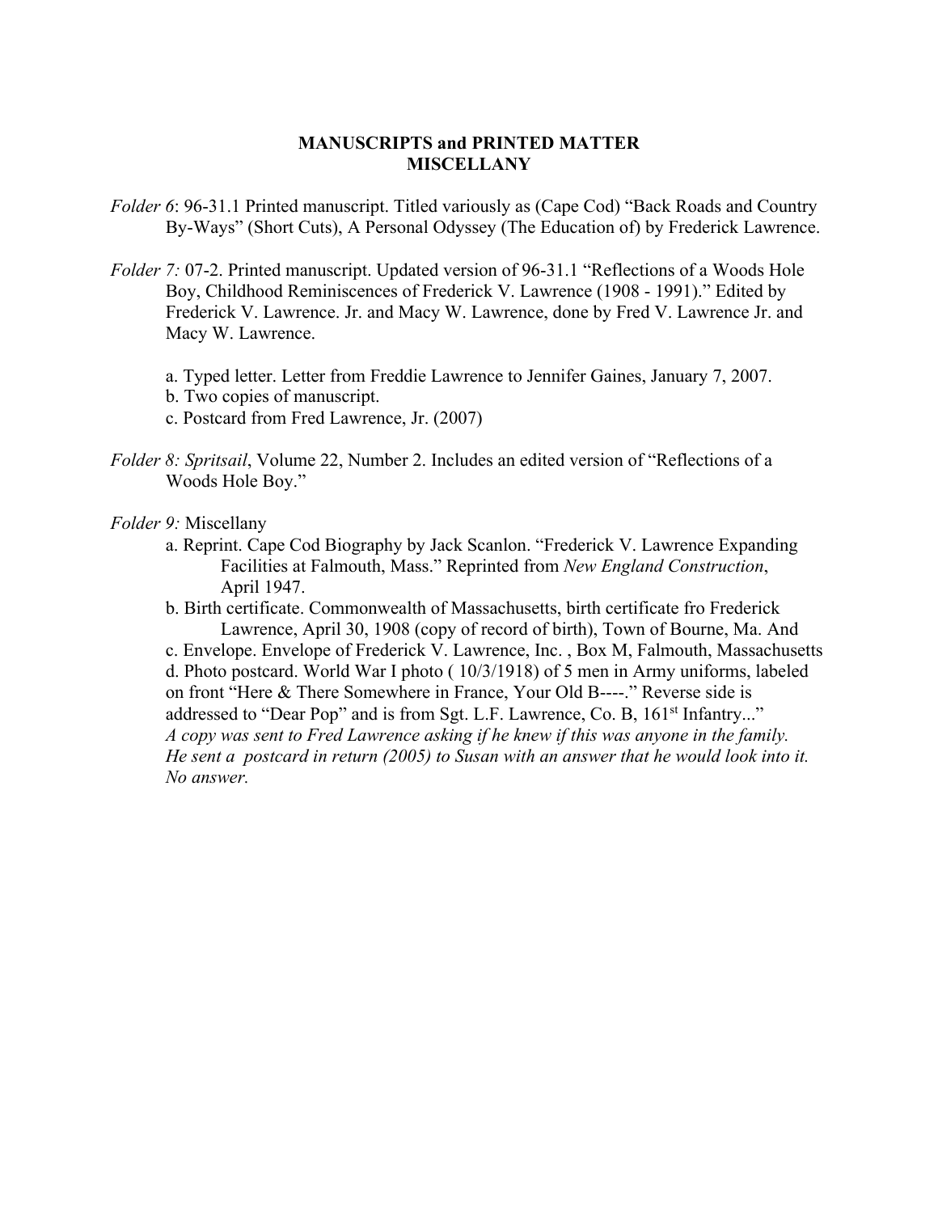**MANUSCRIPTS and PRINTED MATTER**
**MISCELLANY**

*Folder 6*: 96-31.1 Printed manuscript. Titled variously as (Cape Cod) "Back Roads and Country By-Ways" (Short Cuts), A Personal Odyssey (The Education of) by Frederick Lawrence.

*Folder 7:* 07-2. Printed manuscript. Updated version of 96-31.1 "Reflections of a Woods Hole Boy, Childhood Reminiscences of Frederick V. Lawrence (1908 - 1991)." Edited by Frederick V. Lawrence. Jr. and Macy W. Lawrence, done by Fred V. Lawrence Jr. and Macy W. Lawrence.

a. Typed letter. Letter from Freddie Lawrence to Jennifer Gaines, January 7, 2007.
b. Two copies of manuscript.
c. Postcard from Fred Lawrence, Jr. (2007)

*Folder 8: Spritsail*, Volume 22, Number 2. Includes an edited version of "Reflections of a Woods Hole Boy."

*Folder 9:* Miscellany

a. Reprint. Cape Cod Biography by Jack Scanlon. "Frederick V. Lawrence Expanding Facilities at Falmouth, Mass." Reprinted from *New England Construction*, April 1947.
b. Birth certificate. Commonwealth of Massachusetts, birth certificate fro Frederick Lawrence, April 30, 1908 (copy of record of birth), Town of Bourne, Ma. And
c. Envelope. Envelope of Frederick V. Lawrence, Inc. , Box M, Falmouth, Massachusetts
d. Photo postcard. World War I photo ( 10/3/1918) of 5 men in Army uniforms, labeled on front "Here & There Somewhere in France, Your Old B----." Reverse side is addressed to "Dear Pop" and is from Sgt. L.F. Lawrence, Co. B, 161st Infantry..."
*A copy was sent to Fred Lawrence asking if he knew if this was anyone in the family. He sent a postcard in return (2005) to Susan with an answer that he would look into it. No answer.*